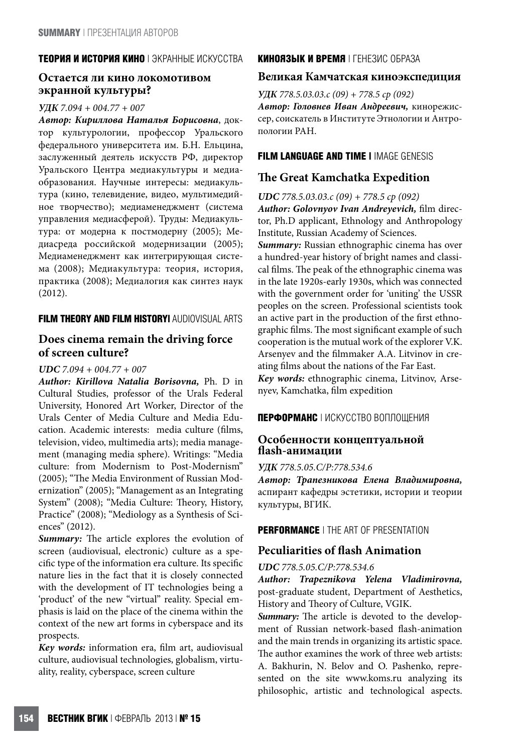**ТЕОРИЯ И ИСТОРИЯ КИНО** | ЭКРАННЫЕ ИСКУССТВА

## Остается ли кино локомотивом экранной культуры?

***УДК** 7.094 + 004.77 + 007*

***Автор: Кириллова Наталья Борисовна***, доктор культурологии, профессор Уральского федерального университета им. Б.Н. Ельцина, заслуженный деятель искусств РФ, директор Уральского Центра медиакультуры и медиаобразования. Научные интересы: медиакультура (кино, телевидение, видео, мультимедийное творчество); медиаменеджмент (система управления медиасферой). Труды: Медиакультура: от модерна к постмодерну (2005); Медиасреда российской модернизации (2005); Медиаменеджмент как интегрирующая система (2008); Медиакультура: теория, история, практика (2008); Медиалогия как синтез наук (2012).

**FILM THEORY AND FILM HISTORY|** AUDIOVISUAL ARTS

## Does cinema remain the driving force of screen culture?

***UDC** 7.094 + 004.77 + 007*

***Author: Kirillova Natalia Borisovna,*** Ph. D in Cultural Studies, professor of the Urals Federal University, Honored Art Worker, Director of the Urals Center of Media Culture and Media Education. Academic interests: media culture (films, television, video, multimedia arts); media management (managing media sphere). Writings: "Media culture: from Modernism to Post-Modernism" (2005); "The Media Environment of Russian Modernization" (2005); "Management as an Integrating System" (2008); "Media Culture: Theory, History, Practice" (2008); "Mediology as a Synthesis of Sciences" (2012).

***Summary:*** The article explores the evolution of screen (audiovisual, electronic) culture as a specific type of the information era culture. Its specific nature lies in the fact that it is closely connected with the development of IT technologies being a 'product' of the new "virtual" reality. Special emphasis is laid on the place of the cinema within the context of the new art forms in cyberspace and its prospects.

***Key words:*** information era, film art, audiovisual culture, audiovisual technologies, globalism, virtuality, reality, cyberspace, screen culture

**КИНОЯЗЫК И ВРЕМЯ** | ГЕНЕЗИС ОБРАЗА

## Великая Камчатская киноэкспедиция

***УДК** 778.5.03.03.с (09) + 778.5 ср (092)*

***Автор: Головнев Иван Андреевич,*** кинорежиссер, соискатель в Институте Этнологии и Антропологии РАН.

**FILM LANGUAGE AND TIME |** IMAGE GENESIS

## The Great Kamchatka Expedition

***UDC** 778.5.03.03.c (09) + 778.5 cp (092)*

***Author: Golovnyov Ivan Andreyevich,*** film director, Ph.D applicant, Ethnology and Anthropology Institute, Russian Academy of Sciences.

***Summary:*** Russian ethnographic cinema has over a hundred-year history of bright names and classical films. The peak of the ethnographic cinema was in the late 1920s-early 1930s, which was connected with the government order for 'uniting' the USSR peoples on the screen. Professional scientists took an active part in the production of the first ethnographic films. The most significant example of such cooperation is the mutual work of the explorer V.K. Arsenyev and the filmmaker A.A. Litvinov in creating films about the nations of the Far East.

***Key words:*** ethnographic cinema, Litvinov, Arsenyev, Kamchatka, film expedition

**ПЕРФОРМАНС** | ИСКУССТВО ВОПЛОЩЕНИЯ

## Особенности концептуальной flash-анимации

***УДК** 778.5.05.С/Р:778.534.6*

***Автор: Трапезникова Елена Владимировна,*** аспирант кафедры эстетики, истории и теории культуры, ВГИК.

**PERFORMANCE** | THE ART OF PRESENTATION

## Peculiarities of flash Animation

***UDC** 778.5.05.C/P:778.534.6*

***Author: Trapeznikova Yelena Vladimirovna,*** post-graduate student, Department of Aesthetics, History and Theory of Culture, VGIK.

***Summary:*** The article is devoted to the development of Russian network-based flash-animation and the main trends in organizing its artistic space. The author examines the work of three web artists: A. Bakhurin, N. Belov and O. Pashenko, represented on the site www.koms.ru analyzing its philosophic, artistic and technological aspects.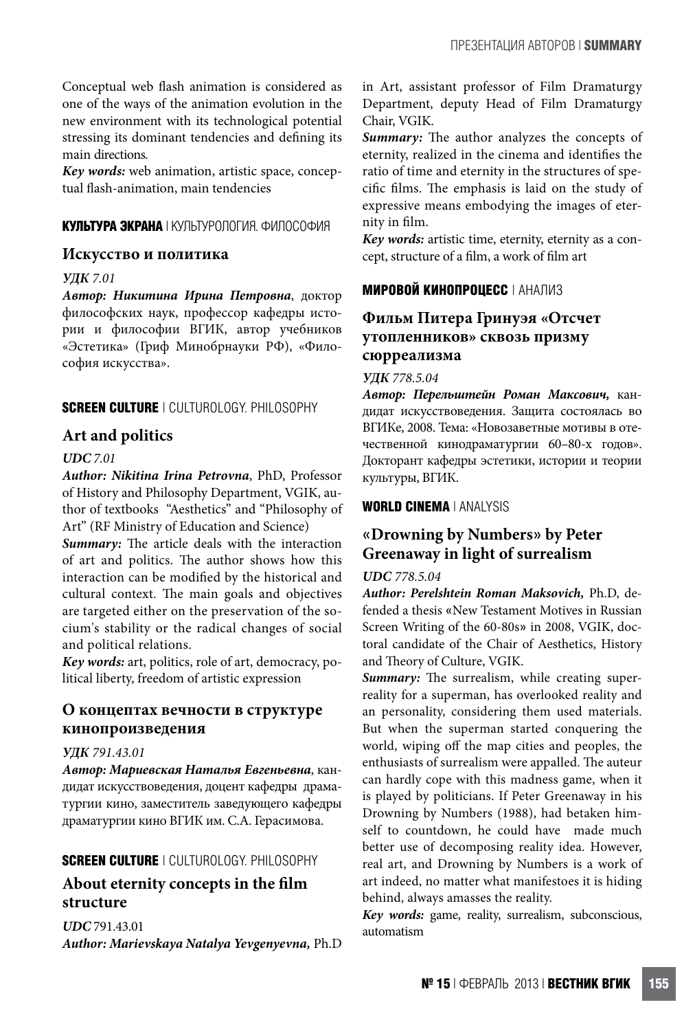Conceptual web flash animation is considered as one of the ways of the animation evolution in the new environment with its technological potential stressing its dominant tendencies and defining its main directions.

***Key words:*** web animation, artistic space, conceptual flash-animation, main tendencies

**КУЛЬТУРА ЭКРАНА** | КУЛЬТУРОЛОГИЯ. ФИЛОСОФИЯ

### Искусство и политика

***УДК*** *7.01*

***Автор: Никитина Ирина Петровна***, доктор философских наук, профессор кафедры истории и философии ВГИК, автор учебников «Эстетика» (Гриф Минобрнауки РФ), «Философия искусства».

**SCREEN CULTURE** | CULTUROLOGY. PHILOSOPHY

### Art and politics

***UDC 7.01***

***Author: Nikitina Irina Petrovna***, PhD, Professor of History and Philosophy Department, VGIK, author of textbooks "Aesthetics" and "Philosophy of Art" (RF Ministry of Education and Science)

***Summary:*** The article deals with the interaction of art and politics. The author shows how this interaction can be modified by the historical and cultural context. The main goals and objectives are targeted either on the preservation of the socium's stability or the radical changes of social and political relations.

***Key words:*** art, politics, role of art, democracy, political liberty, freedom of artistic expression

### О концептах вечности в структуре кинопроизведения

***УДК*** *791.43.01*

***Автор: Мариевская Наталья Евгеньевна***, кандидат искусствоведения, доцент кафедры драматургии кино, заместитель заведующего кафедры драматургии кино ВГИК им. С.А. Герасимова.

**SCREEN CULTURE** | CULTUROLOGY. PHILOSOPHY

### About eternity concepts in the film structure

***UDC*** 791.43.01

***Author: Marievskaya Natalya Yevgenyevna,*** Ph.D in Art, assistant professor of Film Dramaturgy Department, deputy Head of Film Dramaturgy Chair, VGIK.

***Summary:*** The author analyzes the concepts of eternity, realized in the cinema and identifies the ratio of time and eternity in the structures of specific films. The emphasis is laid on the study of expressive means embodying the images of eternity in film.

***Key words:*** artistic time, eternity, eternity as a concept, structure of a film, a work of film art

**МИРОВОЙ КИНОПРОЦЕСС** | АНАЛИЗ

### Фильм Питера Гринуэя «Отсчет утопленников» сквозь призму сюрреализма

***УДК*** *778.5.04*

***Автор: Перельштейн Роман Максович,*** кандидат искусствоведения. Защита состоялась во ВГИКе, 2008. Тема: «Новозаветные мотивы в отечественной кинодраматургии 60–80-х годов». Докторант кафедры эстетики, истории и теории культуры, ВГИК.

**WORLD CINEMA** | ANALYSIS

### «Drowning by Numbers» by Peter Greenaway in light of surrealism

***UDC*** *778.5.04*

***Author: Perelshtein Roman Maksovich,*** Ph.D, defended a thesis «New Testament Motives in Russian Screen Writing of the 60-80s» in 2008, VGIK, doctoral candidate of the Chair of Aesthetics, History and Theory of Culture, VGIK.

***Summary:*** The surrealism, while creating superreality for a superman, has overlooked reality and an personality, considering them used materials. But when the superman started conquering the world, wiping off the map cities and peoples, the enthusiasts of surrealism were appalled. The auteur can hardly cope with this madness game, when it is played by politicians. If Peter Greenaway in his Drowning by Numbers (1988), had betaken himself to countdown, he could have made much better use of decomposing reality idea. However, real art, and Drowning by Numbers is a work of art indeed, no matter what manifestoes it is hiding behind, always amasses the reality.

***Key words:*** game, reality, surrealism, subconscious, automatism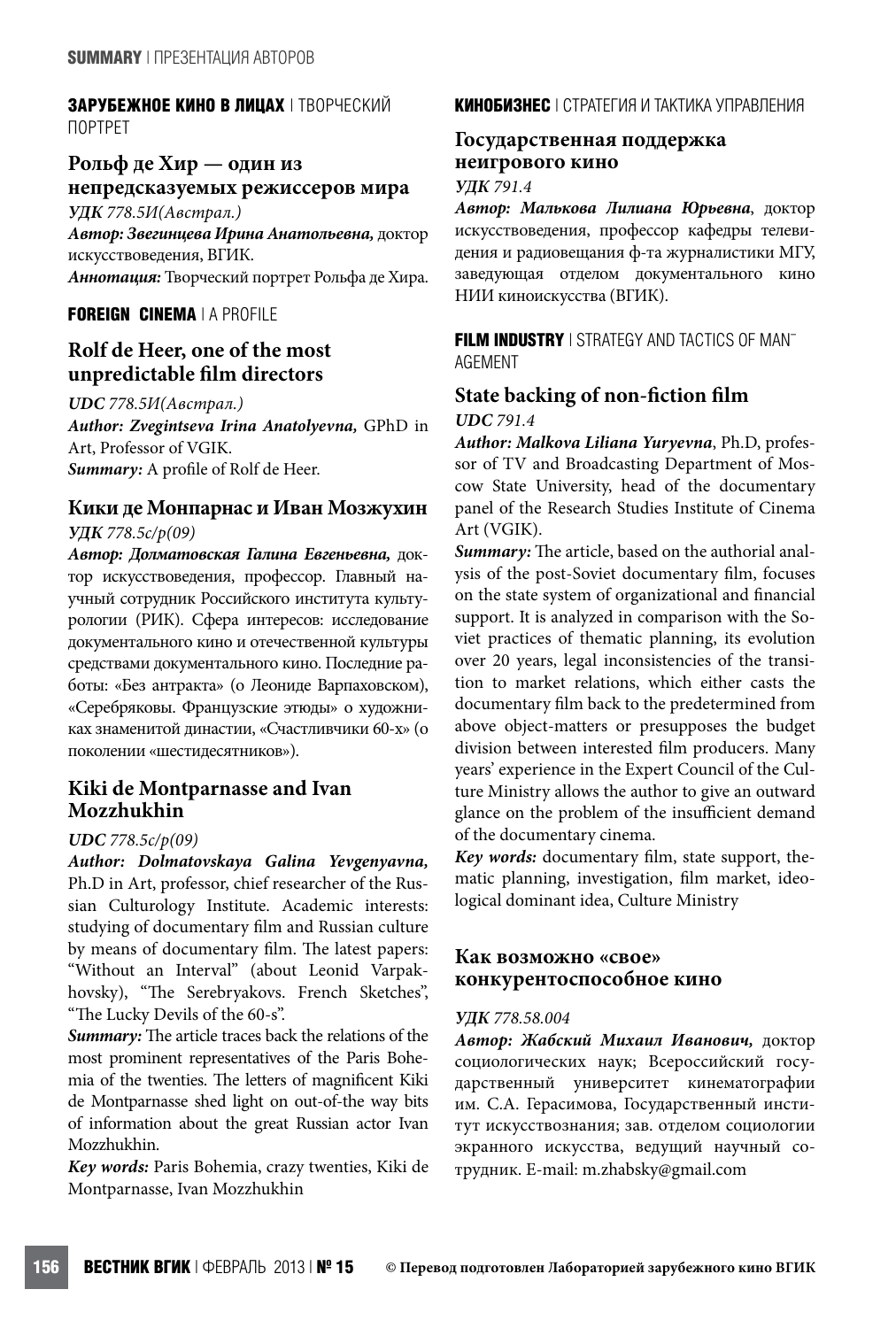**ЗАРУБЕЖНОЕ КИНО В ЛИЦАХ** | ТВОРЧЕСКИЙ ПОРТРЕТ

## Рольф де Хир — один из непредсказуемых режиссеров мира

***УДК** 778.5И(Австрал.)*

***Автор: Звегинцева Ирина Анатольевна,*** доктор искусствоведения, ВГИК.

***Аннотация:*** Творческий портрет Рольфа де Хира.

**FOREIGN CINEMA** | A PROFILE

## Rolf de Heer, one of the most unpredictable film directors

***UDC** 778.5И(Австрал.)*

***Author: Zvegintseva Irina Anatolyevna,*** GPhD in Art, Professor of VGIK.

***Summary:*** A profile of Rolf de Heer.

## Кики де Монпарнас и Иван Мозжухин

***УДК** 778.5с/р(09)*

***Автор: Долматовская Галина Евгеньевна,*** доктор искусствоведения, профессор. Главный научный сотрудник Российского института культурологии (РИК). Сфера интересов: исследование документального кино и отечественной культуры средствами документального кино. Последние работы: «Без антракта» (о Леониде Варпаховском), «Серебряковы. Французские этюды» о художниках знаменитой династии, «Счастливчики 60-х» (о поколении «шестидесятников»).

## Kiki de Montparnasse and Ivan Mozzhukhin

***UDC** 778.5с/р(09)*

***Author: Dolmatovskaya Galina Yevgenyavna,*** Ph.D in Art, professor, chief researcher of the Russian Culturology Institute. Academic interests: studying of documentary film and Russian culture by means of documentary film. The latest papers: "Without an Interval" (about Leonid Varpakhovsky), "The Serebryakovs. French Sketches", "The Lucky Devils of the 60-s".

***Summary:*** The article traces back the relations of the most prominent representatives of the Paris Bohemia of the twenties. The letters of magnificent Kiki de Montparnasse shed light on out-of-the way bits of information about the great Russian actor Ivan Mozzhukhin.

***Key words:*** Paris Bohemia, crazy twenties, Kiki de Montparnasse, Ivan Mozzhukhin

**КИНОБИЗНЕС** | СТРАТЕГИЯ И ТАКТИКА УПРАВЛЕНИЯ

## Государственная поддержка неигрового кино

***УДК** 791.4*

***Автор: Малькова Лилиана Юрьевна***, доктор искусствоведения, профессор кафедры телевидения и радиовещания ф-та журналистики МГУ, заведующая отделом документального кино НИИ киноискусства (ВГИК).

**FILM INDUSTRY** | STRATEGY AND TACTICS OF MANAGEMENT

## State backing of non-fiction film

***UDC** 791.4*

***Author: Malkova Liliana Yuryevna***, Ph.D, professor of TV and Broadcasting Department of Moscow State University, head of the documentary panel of the Research Studies Institute of Cinema Art (VGIK).

***Summary:*** The article, based on the authorial analysis of the post-Soviet documentary film, focuses on the state system of organizational and financial support. It is analyzed in comparison with the Soviet practices of thematic planning, its evolution over 20 years, legal inconsistencies of the transition to market relations, which either casts the documentary film back to the predetermined from above object-matters or presupposes the budget division between interested film producers. Many years' experience in the Expert Council of the Culture Ministry allows the author to give an outward glance on the problem of the insufficient demand of the documentary cinema.

***Key words:*** documentary film, state support, thematic planning, investigation, film market, ideological dominant idea, Culture Ministry

## Как возможно «свое» конкурентоспособное кино

***УДК** 778.58.004*

***Автор: Жабский Михаил Иванович,*** доктор социологических наук; Всероссийский государственный университет кинематографии им. С.А. Герасимова, Государственный институт искусствознания; зав. отделом социологии экранного искусства, ведущий научный сотрудник. E-mail: m.zhabsky@gmail.com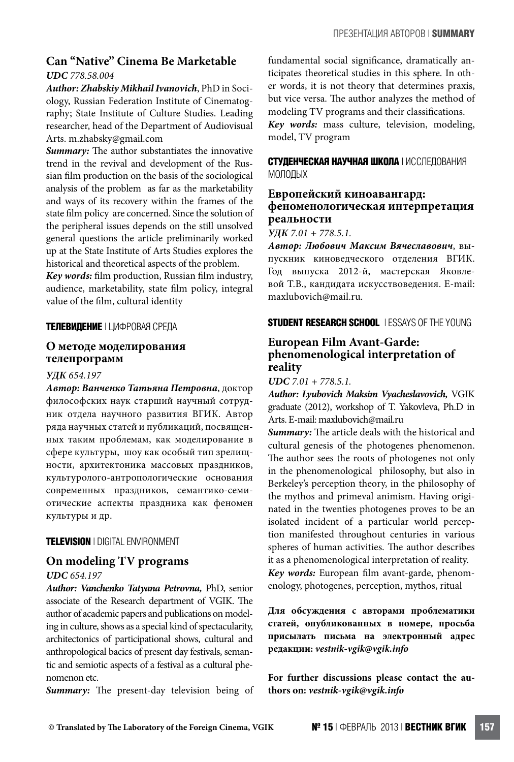## Can "Native" Cinema Be Marketable

***UDC** 778.58.004*

***Author: Zhabskiy Mikhail Ivanovich***, PhD in Sociology, Russian Federation Institute of Cinematography; State Institute of Culture Studies. Leading researcher, head of the Department of Audiovisual Arts. m.zhabsky@gmail.com

***Summary:*** The author substantiates the innovative trend in the revival and development of the Russian film production on the basis of the sociological analysis of the problem as far as the marketability and ways of its recovery within the frames of the state film policy are concerned. Since the solution of the peripheral issues depends on the still unsolved general questions the article preliminarily worked up at the State Institute of Arts Studies explores the historical and theoretical aspects of the problem.

***Key words:*** film production, Russian film industry, audience, marketability, state film policy, integral value of the film, cultural identity

**ТЕЛЕВИДЕНИЕ** | ЦИФРОВАЯ СРЕДА

## О методе моделирования телепрограмм

***УДК** 654.197*

***Автор: Ванченко Татьяна Петровна***, доктор философских наук старший научный сотрудник отдела научного развития ВГИК. Автор ряда научных статей и публикаций, посвященных таким проблемам, как моделирование в сфере культуры, шоу как особый тип зрелищности, архитектоника массовых праздников, культуролого-антропологические основания современных праздников, семантико-семиотические аспекты праздника как феномен культуры и др.

**TELEVISION** | DIGITAL ENVIRONMENT

## On modeling TV programs

***UDC** 654.197*

***Author: Vanchenko Tatyana Petrovna,*** PhD, senior associate of the Research department of VGIK. The author of academic papers and publications on modeling in culture, shows as a special kind of spectacularity, architectonics of participational shows, cultural and anthropological bacics of present day festivals, semantic and semiotic aspects of a festival as a cultural phenomenon etc.

***Summary:*** The present-day television being of fundamental social significance, dramatically anticipates theoretical studies in this sphere. In other words, it is not theory that determines praxis, but vice versa. The author analyzes the method of modeling TV programs and their classifications.

***Key words:*** mass culture, television, modeling, model, TV program

**СТУДЕНЧЕСКАЯ НАУЧНАЯ ШКОЛА** | ИССЛЕДОВАНИЯ МОЛОДЫХ

## Европейский киноавангард: феноменологическая интерпретация реальности

***УДК** 7.01 + 778.5.1.*

***Автор: Любович Максим Вячеславович***, выпускник киноведческого отделения ВГИК. Год выпуска 2012-й, мастерская Яковлевой Т.В., кандидата искусствоведения. E-mail: maxlubovich@mail.ru.

**STUDENT RESEARCH SCHOOL** | ESSAYS OF THE YOUNG

## European Film Avant-Garde: phenomenological interpretation of reality

***UDC** 7.01 + 778.5.1.*

***Author: Lyubovich Maksim Vyacheslavovich,*** VGIK graduate (2012), workshop of T. Yakovleva, Ph.D in Arts. E-mail: maxlubovich@mail.ru

***Summary:*** The article deals with the historical and cultural genesis of the photogenes phenomenon. The author sees the roots of photogenes not only in the phenomenological philosophy, but also in Berkeley's perception theory, in the philosophy of the mythos and primeval animism. Having originated in the twenties photogenes proves to be an isolated incident of a particular world perception manifested throughout centuries in various spheres of human activities. The author describes it as a phenomenological interpretation of reality.

***Key words:*** European film avant-garde, phenomenology, photogenes, perception, mythos, ritual

**Для обсуждения с авторами проблематики статей, опубликованных в номере, просьба присылать письма на электронный адрес редакции: *vestnik-vgik@vgik.info***

**For further discussions please contact the authors on: *vestnik-vgik@vgik.info***

**© Translated by The Laboratory of the Foreign Cinema, VGIK**